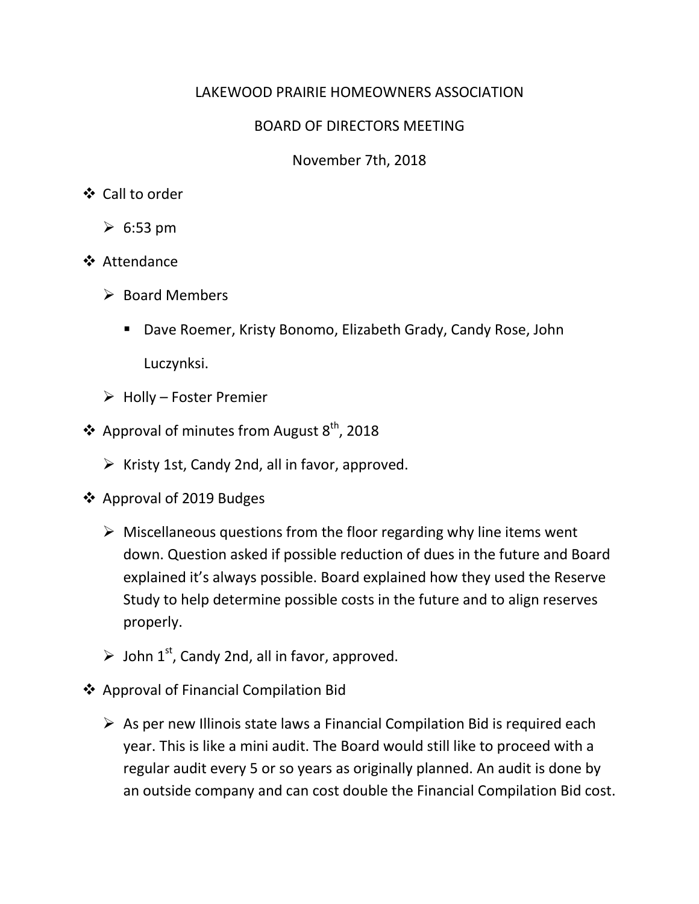# LAKEWOOD PRAIRIE HOMEOWNERS ASSOCIATION

## BOARD OF DIRECTORS MEETING

November 7th, 2018

- Call to order
  - 6:53 pm
- Attendance
  - Board Members
    - Dave Roemer, Kristy Bonomo, Elizabeth Grady, Candy Rose, John Luczynksi.
  - Holly – Foster Premier
- Approval of minutes from August 8th, 2018
  - Kristy 1st, Candy 2nd, all in favor, approved.
- Approval of 2019 Budges
  - Miscellaneous questions from the floor regarding why line items went down. Question asked if possible reduction of dues in the future and Board explained it's always possible. Board explained how they used the Reserve Study to help determine possible costs in the future and to align reserves properly.
  - John 1st, Candy 2nd, all in favor, approved.
- Approval of Financial Compilation Bid
  - As per new Illinois state laws a Financial Compilation Bid is required each year. This is like a mini audit. The Board would still like to proceed with a regular audit every 5 or so years as originally planned. An audit is done by an outside company and can cost double the Financial Compilation Bid cost.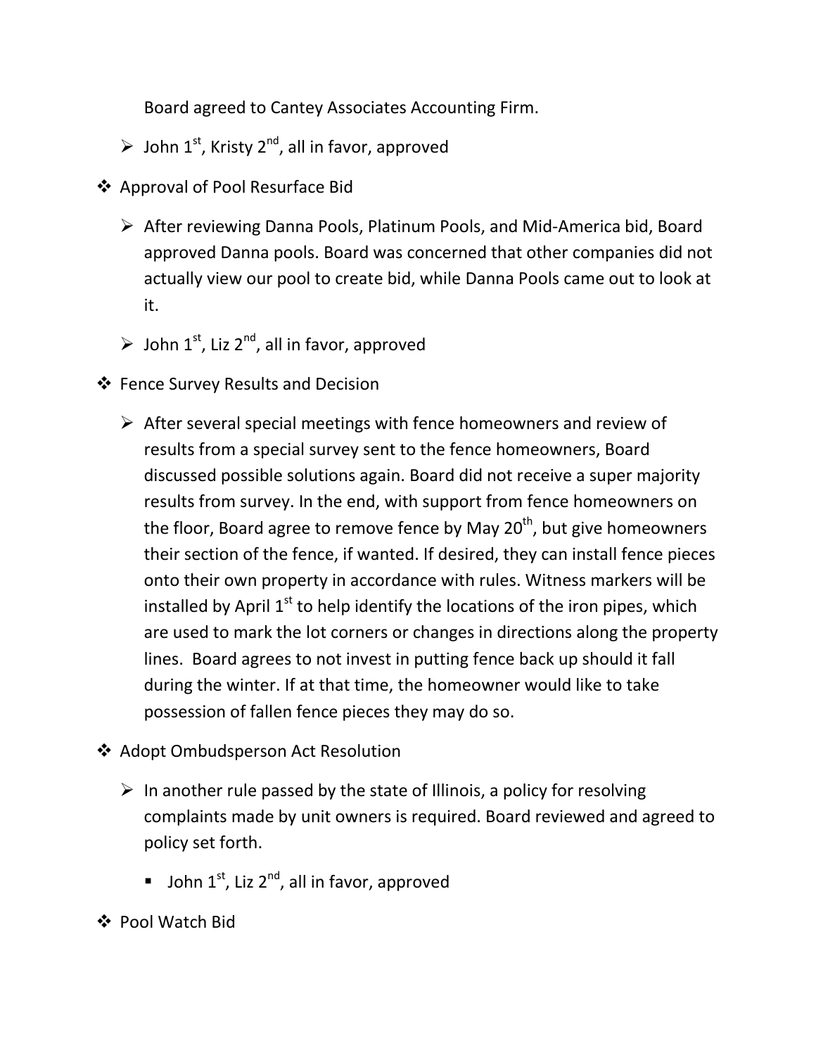Board agreed to Cantey Associates Accounting Firm.

- John 1st, Kristy 2nd, all in favor, approved

- Approval of Pool Resurface Bid
  - After reviewing Danna Pools, Platinum Pools, and Mid-America bid, Board approved Danna pools. Board was concerned that other companies did not actually view our pool to create bid, while Danna Pools came out to look at it.
  - John 1st, Liz 2nd, all in favor, approved

- Fence Survey Results and Decision
  - After several special meetings with fence homeowners and review of results from a special survey sent to the fence homeowners, Board discussed possible solutions again. Board did not receive a super majority results from survey. In the end, with support from fence homeowners on the floor, Board agree to remove fence by May 20th, but give homeowners their section of the fence, if wanted. If desired, they can install fence pieces onto their own property in accordance with rules. Witness markers will be installed by April 1st to help identify the locations of the iron pipes, which are used to mark the lot corners or changes in directions along the property lines. Board agrees to not invest in putting fence back up should it fall during the winter. If at that time, the homeowner would like to take possession of fallen fence pieces they may do so.

- Adopt Ombudsperson Act Resolution
  - In another rule passed by the state of Illinois, a policy for resolving complaints made by unit owners is required. Board reviewed and agreed to policy set forth.
    - John 1st, Liz 2nd, all in favor, approved

- Pool Watch Bid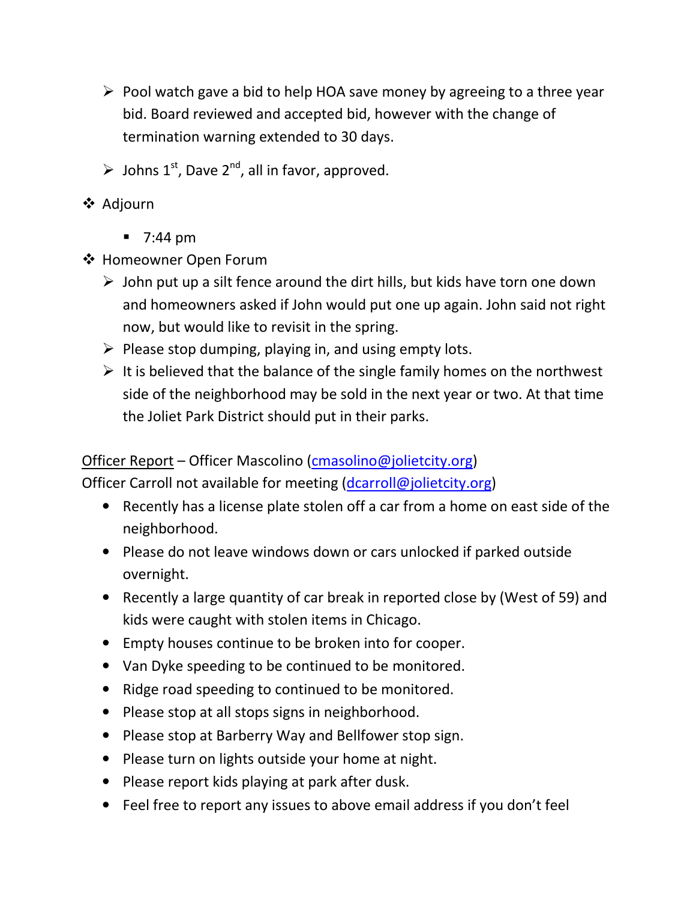- Pool watch gave a bid to help HOA save money by agreeing to a three year bid. Board reviewed and accepted bid, however with the change of termination warning extended to 30 days.
- Johns 1st, Dave 2nd, all in favor, approved.

- Adjourn
  - 7:44 pm
- Homeowner Open Forum
  - John put up a silt fence around the dirt hills, but kids have torn one down and homeowners asked if John would put one up again. John said not right now, but would like to revisit in the spring.
  - Please stop dumping, playing in, and using empty lots.
  - It is believed that the balance of the single family homes on the northwest side of the neighborhood may be sold in the next year or two. At that time the Joliet Park District should put in their parks.

<u>Officer Report</u> – Officer Mascolino (cmasolino@jolietcity.org)
Officer Carroll not available for meeting (dcarroll@jolietcity.org)

- Recently has a license plate stolen off a car from a home on east side of the neighborhood.
- Please do not leave windows down or cars unlocked if parked outside overnight.
- Recently a large quantity of car break in reported close by (West of 59) and kids were caught with stolen items in Chicago.
- Empty houses continue to be broken into for cooper.
- Van Dyke speeding to be continued to be monitored.
- Ridge road speeding to continued to be monitored.
- Please stop at all stops signs in neighborhood.
- Please stop at Barberry Way and Bellfower stop sign.
- Please turn on lights outside your home at night.
- Please report kids playing at park after dusk.
- Feel free to report any issues to above email address if you don't feel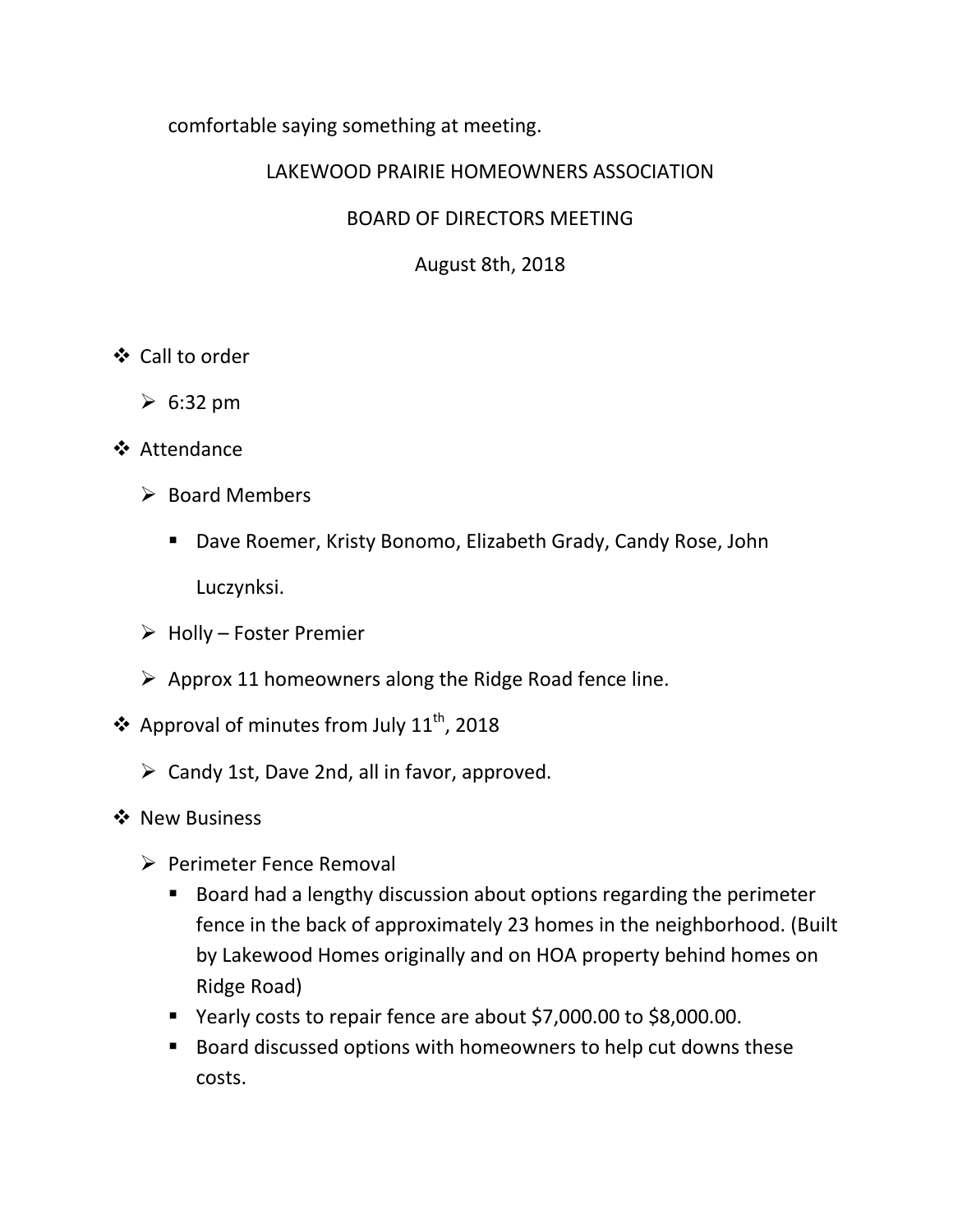comfortable saying something at meeting.

LAKEWOOD PRAIRIE HOMEOWNERS ASSOCIATION

BOARD OF DIRECTORS MEETING

August 8th, 2018

- Call to order
  - 6:32 pm
- Attendance
  - Board Members
    - Dave Roemer, Kristy Bonomo, Elizabeth Grady, Candy Rose, John Luczynksi.
  - Holly – Foster Premier
  - Approx 11 homeowners along the Ridge Road fence line.
- Approval of minutes from July 11th, 2018
  - Candy 1st, Dave 2nd, all in favor, approved.
- New Business
  - Perimeter Fence Removal
    - Board had a lengthy discussion about options regarding the perimeter fence in the back of approximately 23 homes in the neighborhood. (Built by Lakewood Homes originally and on HOA property behind homes on Ridge Road)
    - Yearly costs to repair fence are about $7,000.00 to $8,000.00.
    - Board discussed options with homeowners to help cut downs these costs.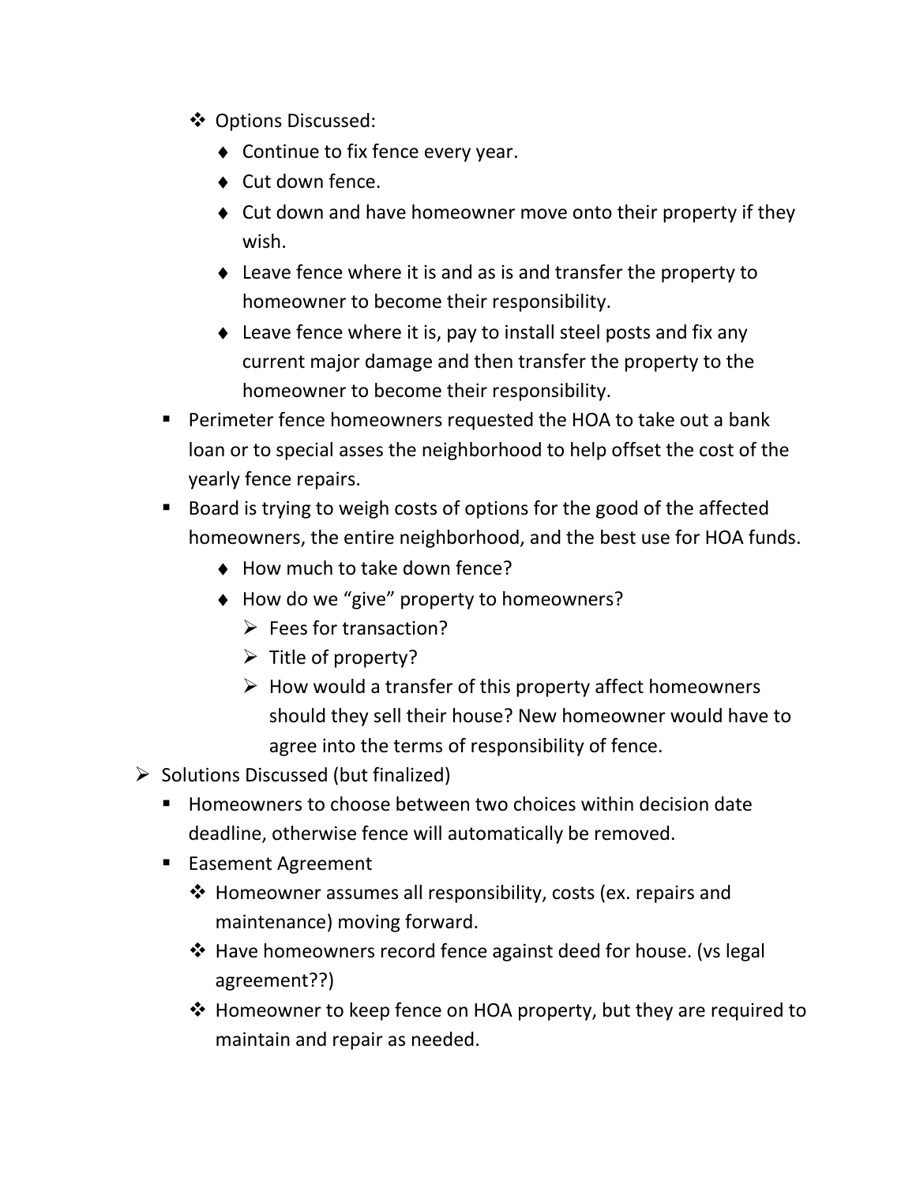- Options Discussed:
  - Continue to fix fence every year.
  - Cut down fence.
  - Cut down and have homeowner move onto their property if they wish.
  - Leave fence where it is and as is and transfer the property to homeowner to become their responsibility.
  - Leave fence where it is, pay to install steel posts and fix any current major damage and then transfer the property to the homeowner to become their responsibility.
- Perimeter fence homeowners requested the HOA to take out a bank loan or to special asses the neighborhood to help offset the cost of the yearly fence repairs.
- Board is trying to weigh costs of options for the good of the affected homeowners, the entire neighborhood, and the best use for HOA funds.
  - How much to take down fence?
  - How do we "give" property to homeowners?
    - Fees for transaction?
    - Title of property?
    - How would a transfer of this property affect homeowners should they sell their house? New homeowner would have to agree into the terms of responsibility of fence.

- Solutions Discussed (but finalized)
  - Homeowners to choose between two choices within decision date deadline, otherwise fence will automatically be removed.
  - Easement Agreement
    - Homeowner assumes all responsibility, costs (ex. repairs and maintenance) moving forward.
    - Have homeowners record fence against deed for house. (vs legal agreement??)
    - Homeowner to keep fence on HOA property, but they are required to maintain and repair as needed.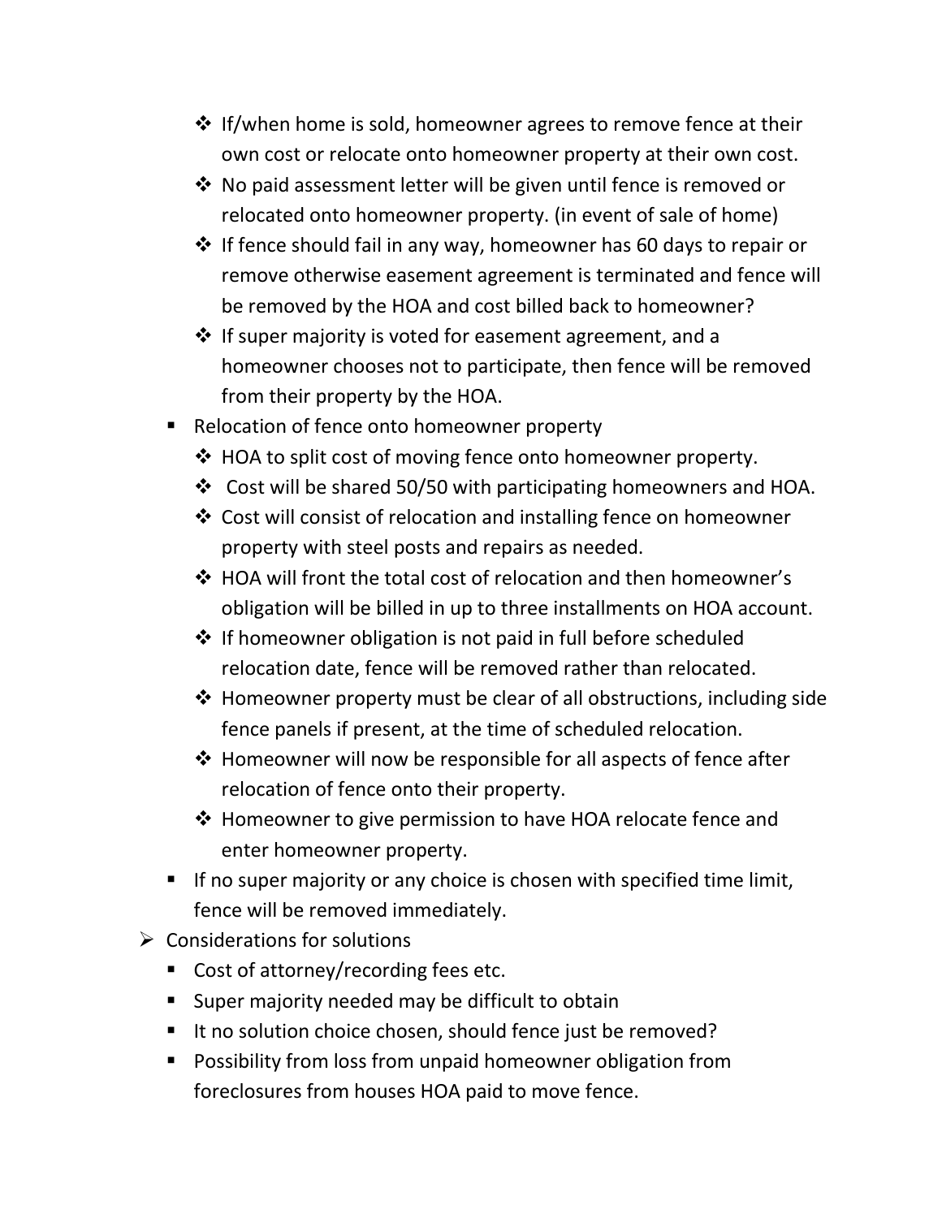- If/when home is sold, homeowner agrees to remove fence at their own cost or relocate onto homeowner property at their own cost.
    - No paid assessment letter will be given until fence is removed or relocated onto homeowner property. (in event of sale of home)
    - If fence should fail in any way, homeowner has 60 days to repair or remove otherwise easement agreement is terminated and fence will be removed by the HOA and cost billed back to homeowner?
    - If super majority is voted for easement agreement, and a homeowner chooses not to participate, then fence will be removed from their property by the HOA.
  - Relocation of fence onto homeowner property
    - HOA to split cost of moving fence onto homeowner property.
    - Cost will be shared 50/50 with participating homeowners and HOA.
    - Cost will consist of relocation and installing fence on homeowner property with steel posts and repairs as needed.
    - HOA will front the total cost of relocation and then homeowner's obligation will be billed in up to three installments on HOA account.
    - If homeowner obligation is not paid in full before scheduled relocation date, fence will be removed rather than relocated.
    - Homeowner property must be clear of all obstructions, including side fence panels if present, at the time of scheduled relocation.
    - Homeowner will now be responsible for all aspects of fence after relocation of fence onto their property.
    - Homeowner to give permission to have HOA relocate fence and enter homeowner property.
  - If no super majority or any choice is chosen with specified time limit, fence will be removed immediately.
- Considerations for solutions
  - Cost of attorney/recording fees etc.
  - Super majority needed may be difficult to obtain
  - It no solution choice chosen, should fence just be removed?
  - Possibility from loss from unpaid homeowner obligation from foreclosures from houses HOA paid to move fence.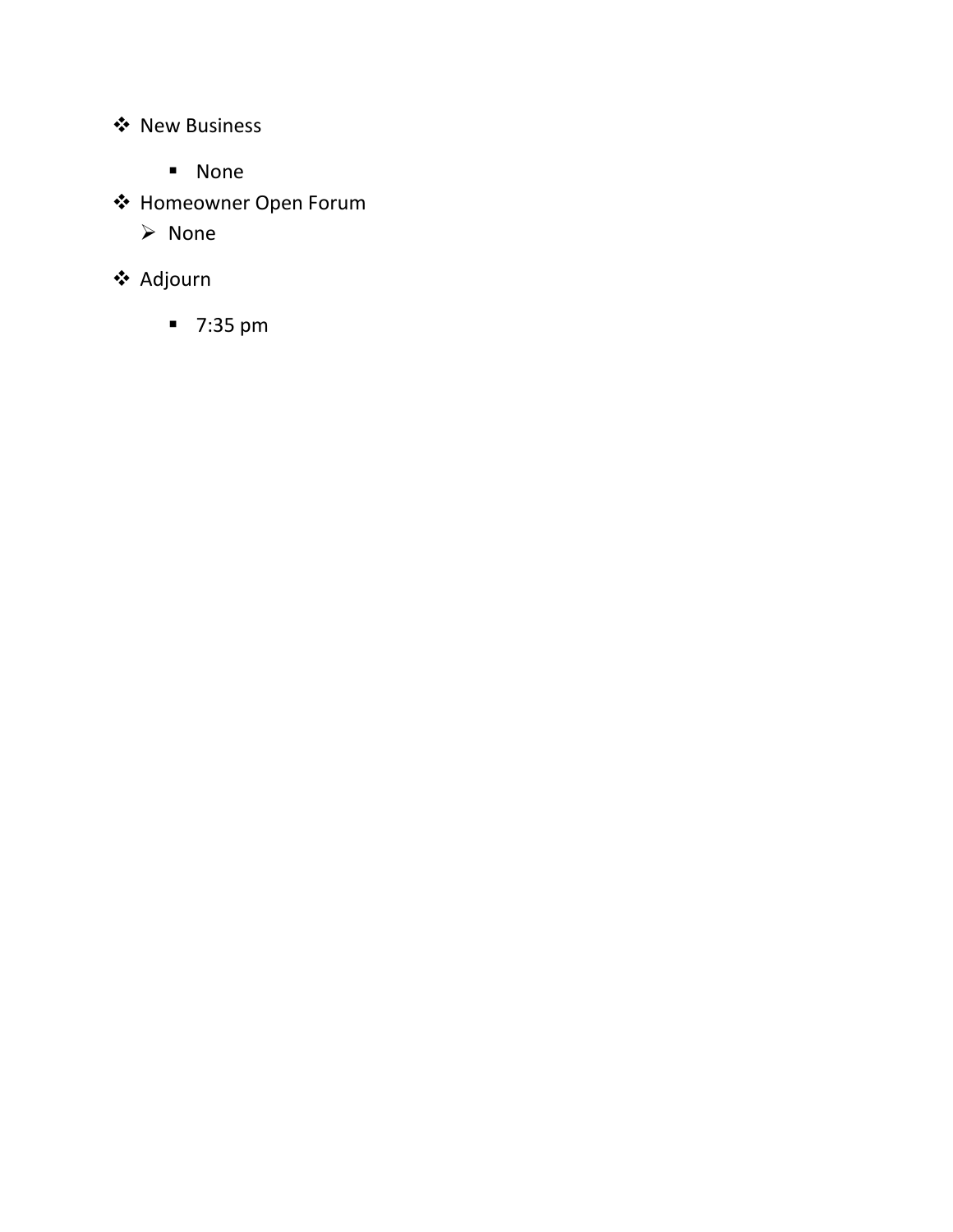- New Business
    - None
- Homeowner Open Forum
  - None
- Adjourn
    - 7:35 pm